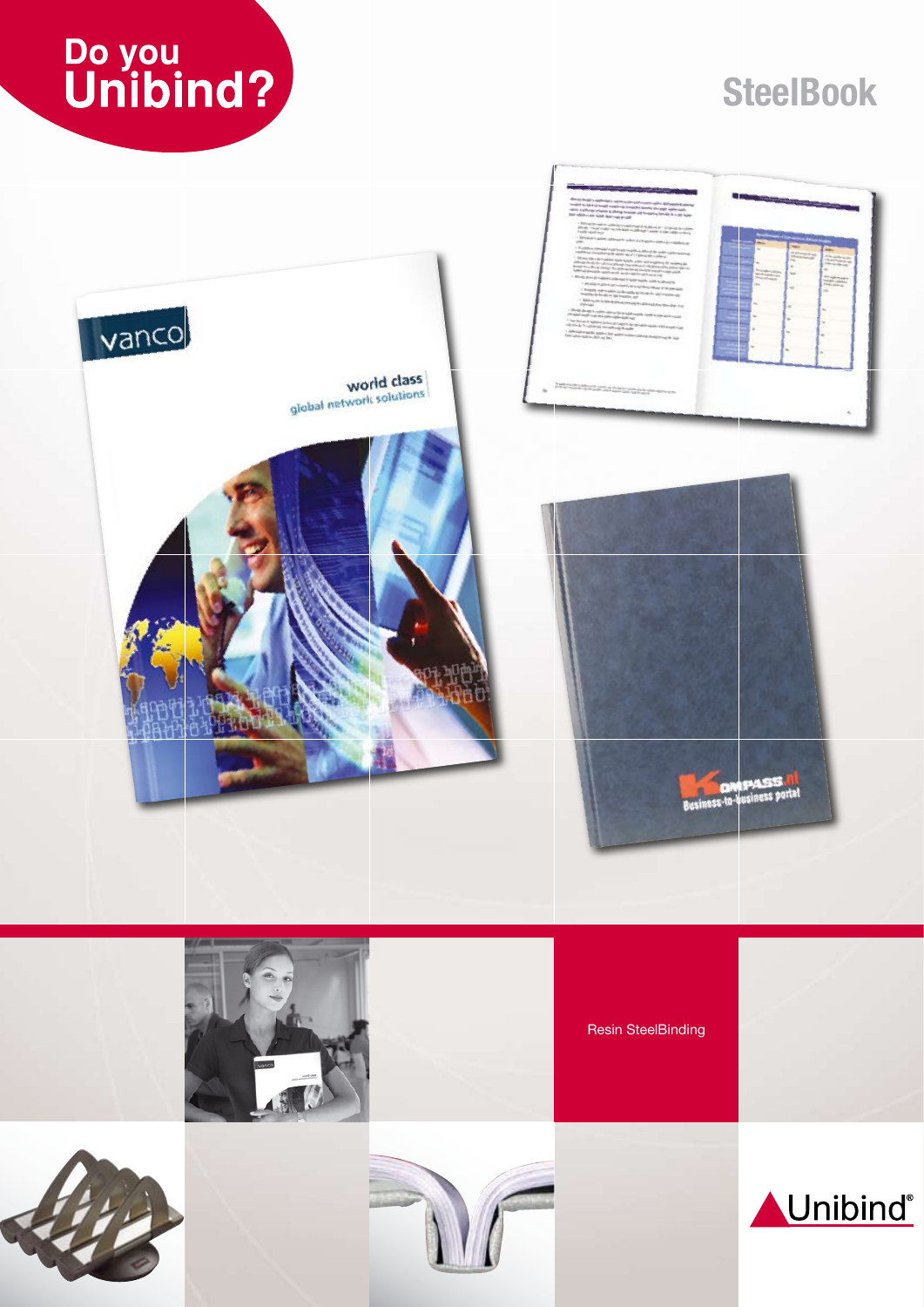# Do you Unibind?

## SteelBook

Resin SteelBinding

Unibind®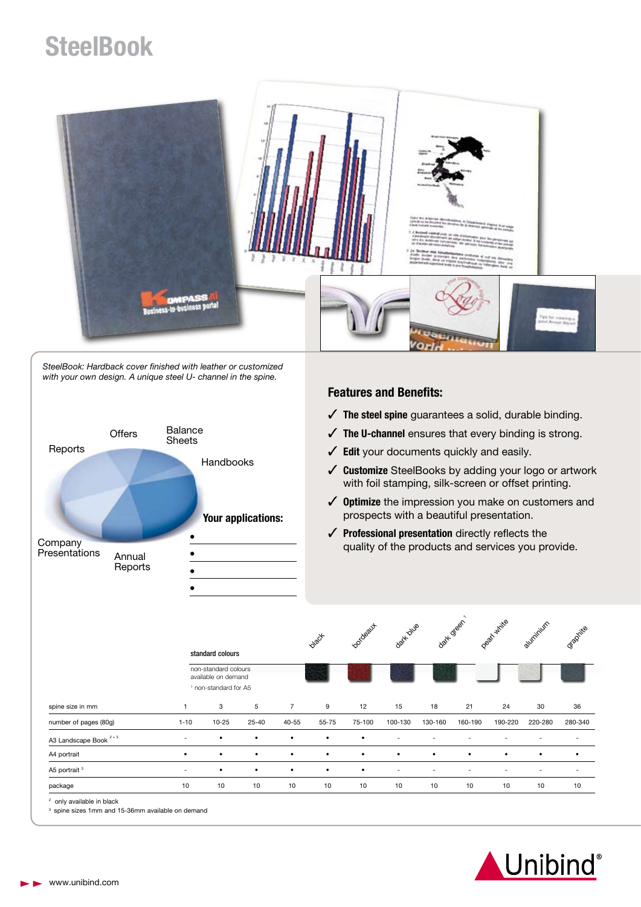# SteelBook

*SteelBook: Hardback cover finished with leather or customized with your own design. A unique steel U- channel in the spine.*

Offers
Balance Sheets
Reports
Handbooks
Company Presentations
Annual Reports

**Your applications:**

- 
- 
- 
- 

## Features and Benefits:

- ✓ **The steel spine** guarantees a solid, durable binding.
- ✓ **The U-channel** ensures that every binding is strong.
- ✓ **Edit** your documents quickly and easily.
- ✓ **Customize** SteelBooks by adding your logo or artwork with foil stamping, silk-screen or offset printing.
- ✓ **Optimize** the impression you make on customers and prospects with a beautiful presentation.
- ✓ **Professional presentation** directly reflects the quality of the products and services you provide.

standard colours: black, bordeaux, dark blue, dark green [1], pearl white, aluminium, graphite

non-standard colours available on demand

[1] non-standard for A5

| | | | | | | | | | | | | |
|---|---|---|---|---|---|---|---|---|---|---|---|---|
| spine size in mm | 1 | 3 | 5 | 7 | 9 | 12 | 15 | 18 | 21 | 24 | 30 | 36 |
| number of pages (80g) | 1-10 | 10-25 | 25-40 | 40-55 | 55-75 | 75-100 | 100-130 | 130-160 | 160-190 | 190-220 | 220-280 | 280-340 |
| A3 Landscape Book [2+3] | - | • | • | • | • | • | - | - | - | - | - | - |
| A4 portrait | • | • | • | • | • | • | • | • | • | • | • | • |
| A5 portrait [3] | - | • | • | • | • | • | - | - | - | - | - | - |
| package | 10 | 10 | 10 | 10 | 10 | 10 | 10 | 10 | 10 | 10 | 10 | 10 |

[2] only available in black

[3] spine sizes 1mm and 15-36mm available on demand

www.unibind.com

Unibind®